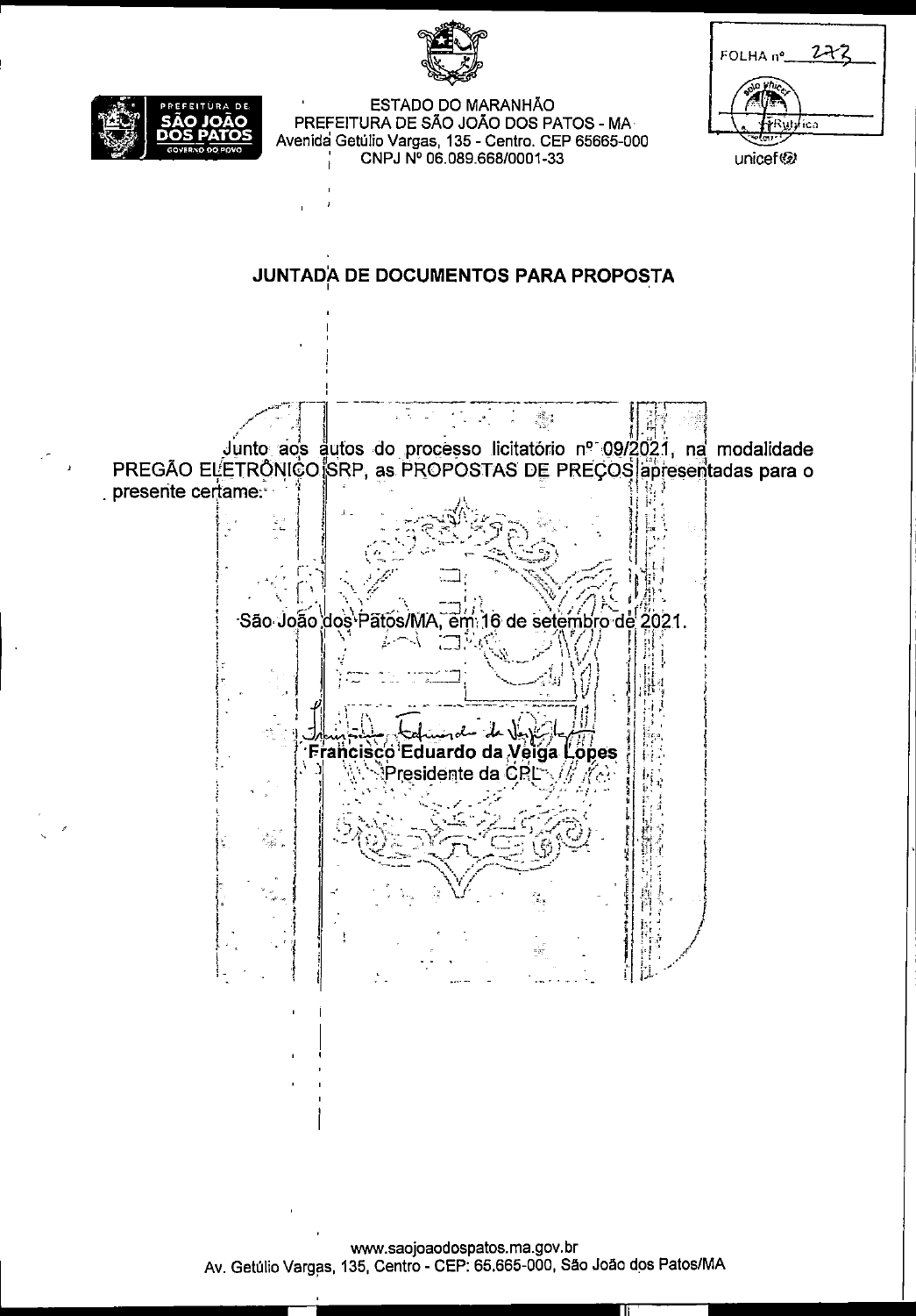ESTADO DO MARANHÃO
PREFEITURA DE SÃO JOÃO DOS PATOS - MA
Avenida Getúlio Vargas, 135 - Centro. CEP 65665-000
CNPJ Nº 06.089.668/0001-33

FOLHA nº 273

## JUNTADA DE DOCUMENTOS PARA PROPOSTA

Junto aos autos do processo licitatório nº 09/2021, na modalidade PREGÃO ELETRÔNICO SRP, as PROPOSTAS DE PREÇOS apresentadas para o presente certame.

São João dos Patos/MA, em 16 de setembro de 2021.

**Francisco Eduardo da Veiga Lopes**
Presidente da CPL

www.saojoaodospatos.ma.gov.br
Av. Getúlio Vargas, 135, Centro - CEP: 65.665-000, São João dos Patos/MA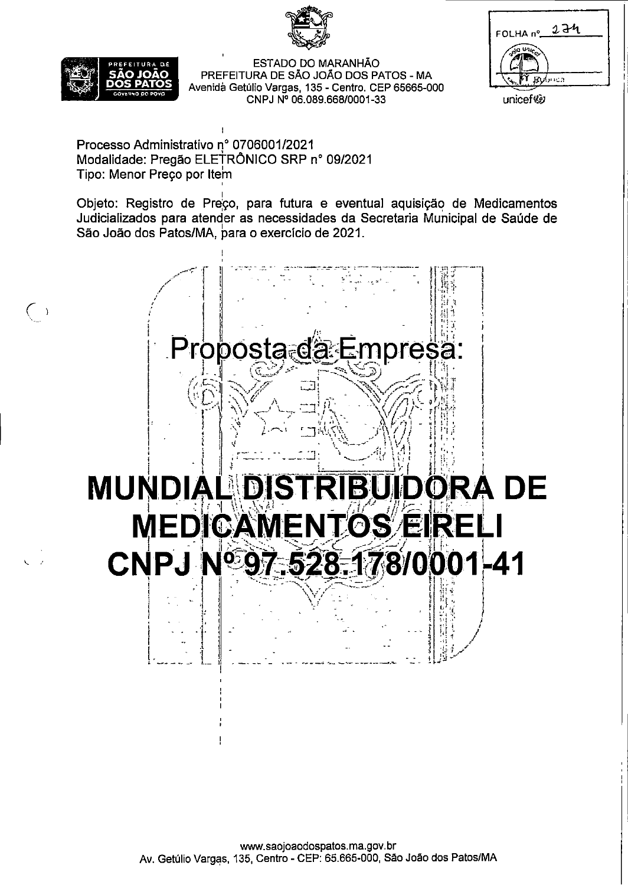ESTADO DO MARANHÃO
PREFEITURA DE SÃO JOÃO DOS PATOS - MA
Avenida Getúlio Vargas, 135 - Centro. CEP 65665-000
CNPJ Nº 06.089.668/0001-33

FOLHA nº 274

Processo Administrativo nº 0706001/2021
Modalidade: Pregão ELETRÔNICO SRP nº 09/2021
Tipo: Menor Preço por Item

Objeto: Registro de Preço, para futura e eventual aquisição de Medicamentos Judicializados para atender as necessidades da Secretaria Municipal de Saúde de São João dos Patos/MA, para o exercício de 2021.

# Proposta da Empresa:

# MUNDIAL DISTRIBUIDORA DE MEDICAMENTOS EIRELI CNPJ Nº 97.528.178/0001-41

www.saojoaodospatos.ma.gov.br
Av. Getúlio Vargas, 135, Centro - CEP: 65.665-000, São João dos Patos/MA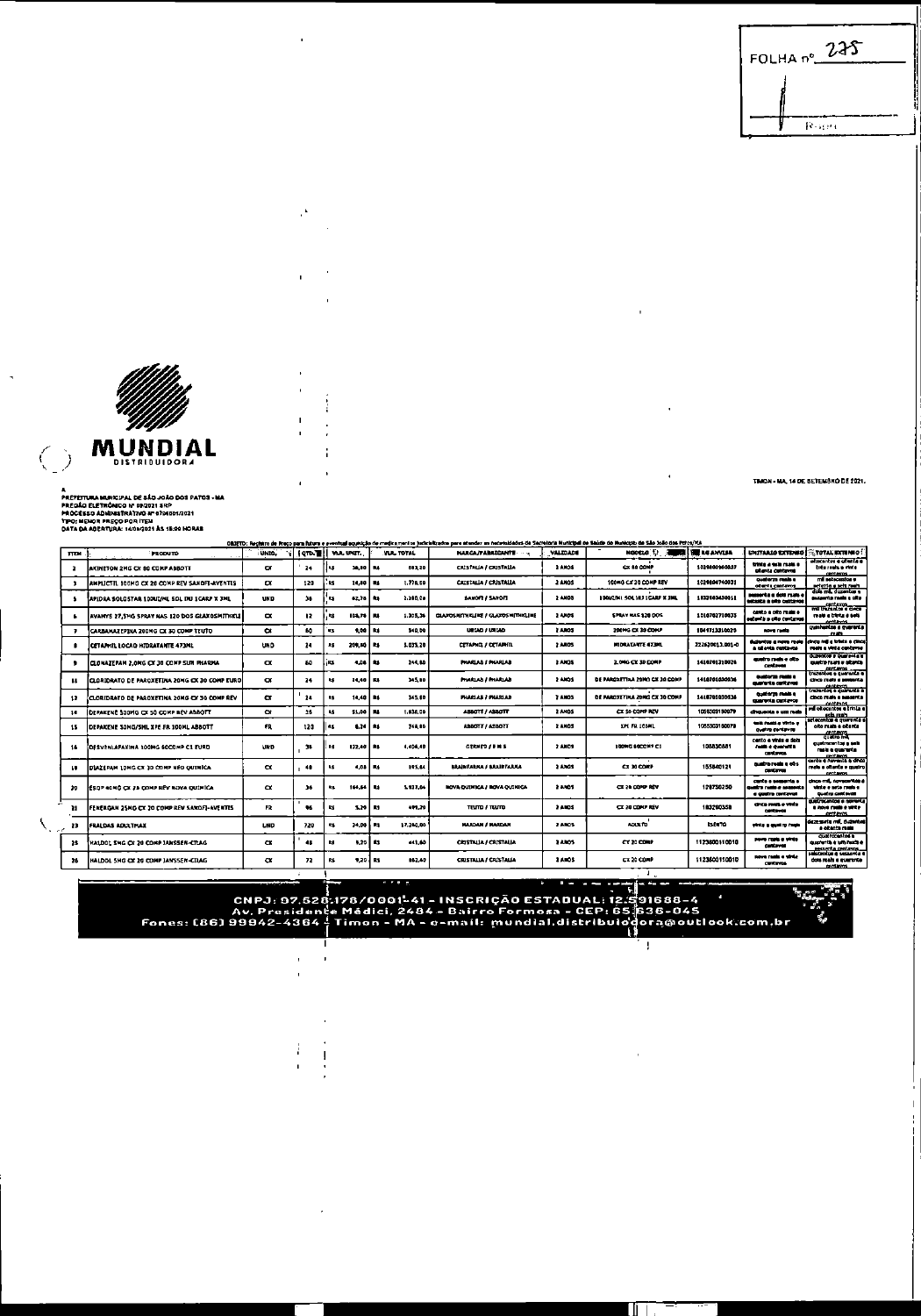FOLHA nº 225

**MUNDIAL** DISTRIBUIDORA

TIMON - MA, 14 DE SETEMBRO DE 2021.

A
PREFEITURA MUNICIPAL DE SÃO JOÃO DOS PATOS - MA
PREGÃO ELETRÔNICO Nº 09/2021 SRP
PROCESSO ADMINISTRATIVO Nº 0706001/2021
TIPO: MENOR PREÇO POR ITEM
DATA DA ABERTURA: 14/09/2021 ÀS 15:00 HORAS

OBJETO: Registro de Preço para futura e eventual aquisição de medicamentos judicializados para atender as necessidades da Secretaria Municipal de Saúde do Município de São João dos Patos/MA

| ITEM | PRODUTO | UNID. | QTD. | VLR. UNIT. | VLR. TOTAL | MARCA/FABRICANTE | VALIDADE | MODELO | REG ANVISA | UNITÁRIO EXTENSO | TOTAL EXTENSO |
|---|---|---|---|---|---|---|---|---|---|---|---|
| 2 | AKINETON 2MG CX 80 COMP ABBOTT | CX | 24 | R$ 38,80 | R$ 883,20 | CRISTALIA / CRISTALIA | 2 ANOS | CX 80 COMP | 1029800940037 | trinta e oito reais e oitenta centavos | oitocentos e oitenta e três reais e vinte centavos |
| 3 | AMPLICTIL 100MG CX 20 COMP REV SANOFI-AVENTIS | CX | 120 | R$ 14,80 | R$ 1.776,00 | CRISTALIA / CRISTALIA | 2 ANOS | 100MG CX 20 COMP REV | 1029800740031 | quatorze reais e oitenta centavos | mil setecentos e setenta e seis reais |
| 5 | APIDRA SOLOSTAR 100UI/ML SOL INJ 1CARP X 3ML | UND | 36 | R$ 62,78 | R$ 2.260,08 | SANOFI / SANOFI | 2 ANOS | 100UI/ML SOL INJ 1CARP X 3ML | 1832600450011 | sessenta e dois reais e setenta e oito centavos | dois mil, duzentos e sessenta reais e oito centavos |
| 6 | AVAMYS 27,5MG SPRAY NAS 120 DOS GLAXOSMITHKLI | CX | 12 | R$ 108,78 | R$ 1.305,36 | GLAXOSMITHKLINE / GLAXOSMITHKLINE | 2 ANOS | SPRAY NAS 120 DOS | 1010702710035 | cento e oito reais e setenta e oito centavos | mil trezentos e cinco reais e trinta e seis centavos |
| 7 | CARBAMAZEPINA 200MG CX 30 COMP TEUTO | CX | 60 | R$ 9,00 | R$ 540,00 | URIAO / URIAO | 2 ANOS | 200MG CX 30 COMP | 1041713310029 | nove reais | quinhentos e quarenta reais |
| 8 | CETAPHIL LOCAO HIDRATANTE 473ML | UND | 24 | R$ 209,80 | R$ 5.035,20 | CETAPHIL / CETAPHIL | 2 ANOS | HIDRATANTE 473ML | 222620013.001-0 | duzentos e nove reais e oitenta centavos | cinco mil e trinta e cinco reais e vinte centavos |
| 9 | CLONAZEPAM 2,0MG CX 20 COMP SUN PHARMA | CX | 60 | R$ 4,08 | R$ 244,80 | PHARLAB / PHARLAB | 2 ANOS | 2,0MG CX 20 COMP | 1410701210026 | quatro reais e oito centavos | duzentos e quarenta e quatro reais e oitenta centavos |
| 11 | CLORIDRATO DE PAROXETINA 20MG CX 30 COMP EURO | CX | 24 | R$ 14,40 | R$ 345,60 | PHARLAB / PHARLAB | 2 ANOS | DE PAROXETINA 20MG CX 30 COMP | 1410701030036 | quatorze reais e quarenta centavos | trezentos e quarenta e cinco reais e sessenta centavos |
| 12 | CLORIDRATO DE PAROXETINA 20MG CX 30 COMP REV | CX | 24 | R$ 14,40 | R$ 345,60 | PHARLAB / PHARLAB | 2 ANOS | DE PAROXETINA 20MG CX 30 COMP | 1410701030036 | quatorze reais e quarenta centavos | trezentos e quarenta e cinco reais e sessenta centavos |
| 14 | DEPAKENE 500MG CX 50 COMP REV ABBOTT | CX | 36 | R$ 51,00 | R$ 1.836,00 | ABBOTT / ABBOTT | 2 ANOS | CX 50 COMP REV | 1055300150079 | cinquenta e um reais | mil oitocentos e trinta e seis reais |
| 15 | DEPAKENE 50MG/5ML XPE FR 100ML ABBOTT | FR | 120 | R$ 6,24 | R$ 748,80 | ABBOTT / ABBOTT | 2 ANOS | XPE FR 100ML | 1055300150079 | seis reais e vinte e quatro centavos | setecentos e quarenta e oito reais e oitenta centavos |
| 16 | DESVENLAFAXINA 100MG 60COMP C1 EURO | UND | 36 | R$ 122,40 | R$ 4.406,40 | GERMED / E M S | 2 ANOS | 100MG 60COMP C1 | 108350681 | cento e vinte e dois reais e quarenta centavos | quatro mil, quatrocentos e seis reais e quarenta centavos |
| 18 | DIAZEPAM 10MG CX 30 COMP NEO QUIMICA | CX | 48 | R$ 4,08 | R$ 195,84 | BRAINFARMA / BRAINFARMA | 2 ANOS | CX 30 COMP | 155840121 | quatro reais e oito centavos | cento e noventa e cinco reais e oitenta e quatro centavos |
| 20 | ESOP 40MG CX 28 COMP REV NOVA QUIMICA | CX | 36 | R$ 164,64 | R$ 5.927,04 | NOVA QUIMICA / NOVA QUIMICA | 2 ANOS | CX 28 COMP REV | 128750250 | cento e sessenta e quatro reais e sessenta e quatro centavos | cinco mil, novecentos e vinte e sete reais e quatro centavos |
| 21 | FENERGAN 25MG CX 20 COMP REV SANOFI-AVENTIS | FR | 96 | R$ 5,20 | R$ 499,20 | TEUTO / TEUTO | 2 ANOS | CX 20 COMP REV | 183280358 | cinco reais e vinte centavos | quatrocentos e noventa e nove reais e vinte centavos |
| 23 | FRALDAS ADULTMAX | UND | 720 | R$ 24,00 | R$ 17.280,00 | MARDAM / MARDAM | 2 ANOS | ADULTO | ISENTO | vinte e quatro reais | dezessete mil, duzentos e oitenta reais |
| 25 | HALDOL 5MG CX 20 COMP JANSSEN-CILAG | CX | 48 | R$ 9,20 | R$ 441,60 | CRISTALIA / CRISTALIA | 2 ANOS | CX 20 COMP | 1123800110010 | nove reais e vinte centavos | quatrocentos e quarenta e um reais e sessenta centavos |
| 26 | HALDOL 5MG CX 20 COMP JANSSEN-CILAG | CX | 72 | R$ 9,20 | R$ 662,40 | CRISTALIA / CRISTALIA | 2 ANOS | CX 20 COMP | 1123800110010 | nove reais e vinte centavos | seiscentos e sessenta e dois reais e quarenta centavos |

CNPJ: 07.528.178/0001-41 - INSCRIÇÃO ESTADUAL: 12.591688-4
Av. Presidente Médici, 2484 - Bairro Formosa - CEP: 65.636-045
Fones: (86) 99942-4364 - Timon - MA - e-mail: mundial.distribuidora@outlook.com.br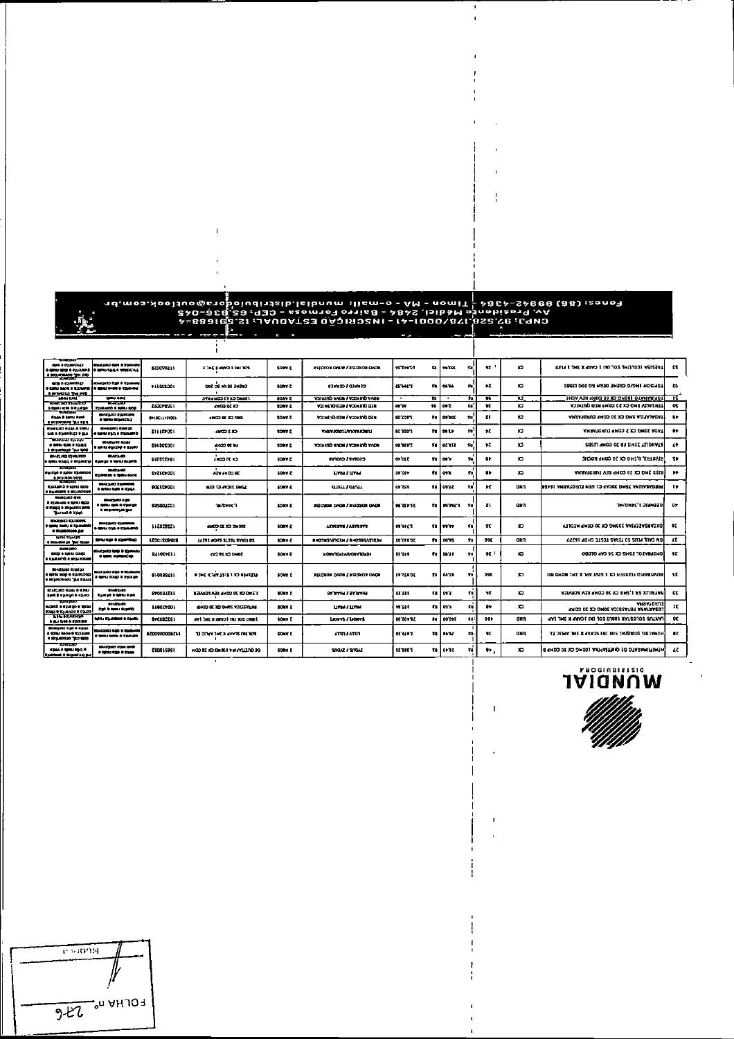**Fones: (86) 99942-4384 - Timon - MA - e-mail: mundial.distribuidora@outlook.com.br**
**Av. Presidente Médici, 2484 - Bairro Formosa - CEP: 65.636-045**
**CNPJ: 97.528.178/0001-41 - INSCRIÇÃO ESTADUAL: 12.551688-4**

| Item | Descrição | Unid. | Qtd. | Valor Unit. | Valor Total | Marca/Fabricante | Validade | Descrição Comercial |
|---|---|---|---|---|---|---|---|---|
| 27 | HEMIFUMARATO DE QUETIAPINA 100MG CX 30 COMP R | CX | 48 | R$ 26,70 | R$ 1.281,60 | ZYDUS / ZYDUS | 2 ANOS | DE QUETIAPINA 100MG CX 30 COM |
| 28 | HUMALOG (INSULINA LISPRO) SOL INJ CARP X 3ML APLIC TE | UND | 36 | | | LILLY / LILLY | 2 ANOS | SOL INJ SCARP X 3ML APLIC TE |
| 30 | LANTUS SOLOSTAR 100UI SOL INJ 1CANET X 3ML AP | UND | 144 | | | SANOFI / SANOFI | 2 ANOS | 100UI SOL INJ 1CANET X 3ML AP |
| 31 | LOSARTANA POTASSICA 50MG CX 30 COMP EUROFARMA | CX | 48 | R$ 4,85 | R$ 232,80 | PRATI / PRATI | 2 ANOS | POTASSICA 50MG CX 30 COMP |
| 33 | NATRILIX SR 1,5MG CX 30 COMP REV SERVIER | CX | 24 | R$ 7,80 | R$ 187,20 | PHARLAB / PHARLAB | 2 ANOS | 1,5MG CX 30 COMP REV SERVIER |
| 35 | NOVORAPID FLEXPEN CX 1 SIST APL X 3ML NOVO NO | UND | 36 | R$ 52,35 | R$ 1.884,60 | NOVO NORDISK / NOVO NORDISK | 2 ANOS | FLEXPEN CX 1 SIST APL X 3ML N |
| 36 | OMEPRAZOL 20MG CX 56 CAP GLOBO | CX | 36 | R$ 17,81 | R$ 641,16 | NEOQUIMICA / NEOQUIMICA | 2 ANOS | 20MG CX 56 CAP |
| 37 | ON CALL PLUS 50 TIRAS TESTE SHOP 16377 | UND | 360 | R$ 54,00 | R$ 19.440,00 | MEDLEVENSOHN / MEDLEVENSOHN | 2 ANOS | 50 TIRAS TESTE SHOP 16377 |
| 39 | OXCARBAZEPINA 300MG CX 20 COMP MEDLEY | CX | 36 | R$ 43,90 | R$ 1.580,40 | RANBAXY / RANBAXY | 2 ANOS | 300MG CX 20 COMP |
| 40 | OZEMPIC 1,34MG/ML | UND | 12 | | | NOVO NORDISK / NOVO NORDISK | 2 ANOS | 1,34MG/ML |
| 41 | PREGABALINA 75MG 30CAP CX GEN EUROFARMA 15458 | UND | 24 | R$ 27,60 | R$ 662,40 | TEUTO / TEUTO | 2 ANOS | 75MG 30CAP CX GEN |
| 44 | RISS 3MG CX 30 COMP REV EUROFARMA | CX | 48 | | | PRATI / PRATI | 2 ANOS | 30 COMP REV |
| 45 | RIVOTRIL 0,5MG CX 30 COMP ROCHE | CX | 48 | | | GEOLAB / GEOLAB | 2 ANOS | CX 30 COMP |
| 47 | STANGLIT 50MG FR 30 COMP LIBBS | CX | 24 | | | NOVA QUIMICA / NOVA QUIMICA | 2 ANOS | FR 30 COMP |
| 48 | TAGA 20MG CX 2 COMP EUROFARMA | CX | 24 | R$ 43,80 | R$ 1.051,20 | EUROFARMA / EUROFARMA | 2 ANOS | CX 2 COMP |
| 49 | TADALAFILA 5MG CX 30 COMP EUROFARMA | CX | 12 | | | NEO QUIMICA / NEO QUIMICA | 2 ANOS | 5MG CX 30 COMP |
| 50 | TENSALIV 5MG CX 30 COMP NEO QUIMICA | CX | 36 | | | NEO QUIMICA / NEO QUIMICA | 2 ANOS | CX 30 COMP |
| 51 | TOPIRAMATO 100MG CX 60 COMP REV ACHE | CX | 96 | - | - | NOVA QUIMICA / NOVA QUIMICA | 2 ANOS | 100MG CX 60 COMP REV |
| 52 | TOPISON (NAO) CREME DERM BG 30G LIBBS | CX | 24 | | | GERMED / GERMED | 2 ANOS | CREME DERM BG 30G |
| 53 | TRESIBA 100UI/ML SOL INJ 1 CARP X 3ML 1 FLEX | CX | 36 | | | NOVO NORDISK / NOVO NORDISK | 2 ANOS | 100UI/ML SOL INJ 1 CARP X 3ML 1 FLEX |

MUNDIAL DISTRIBUIDORA

FOLHA n.º 276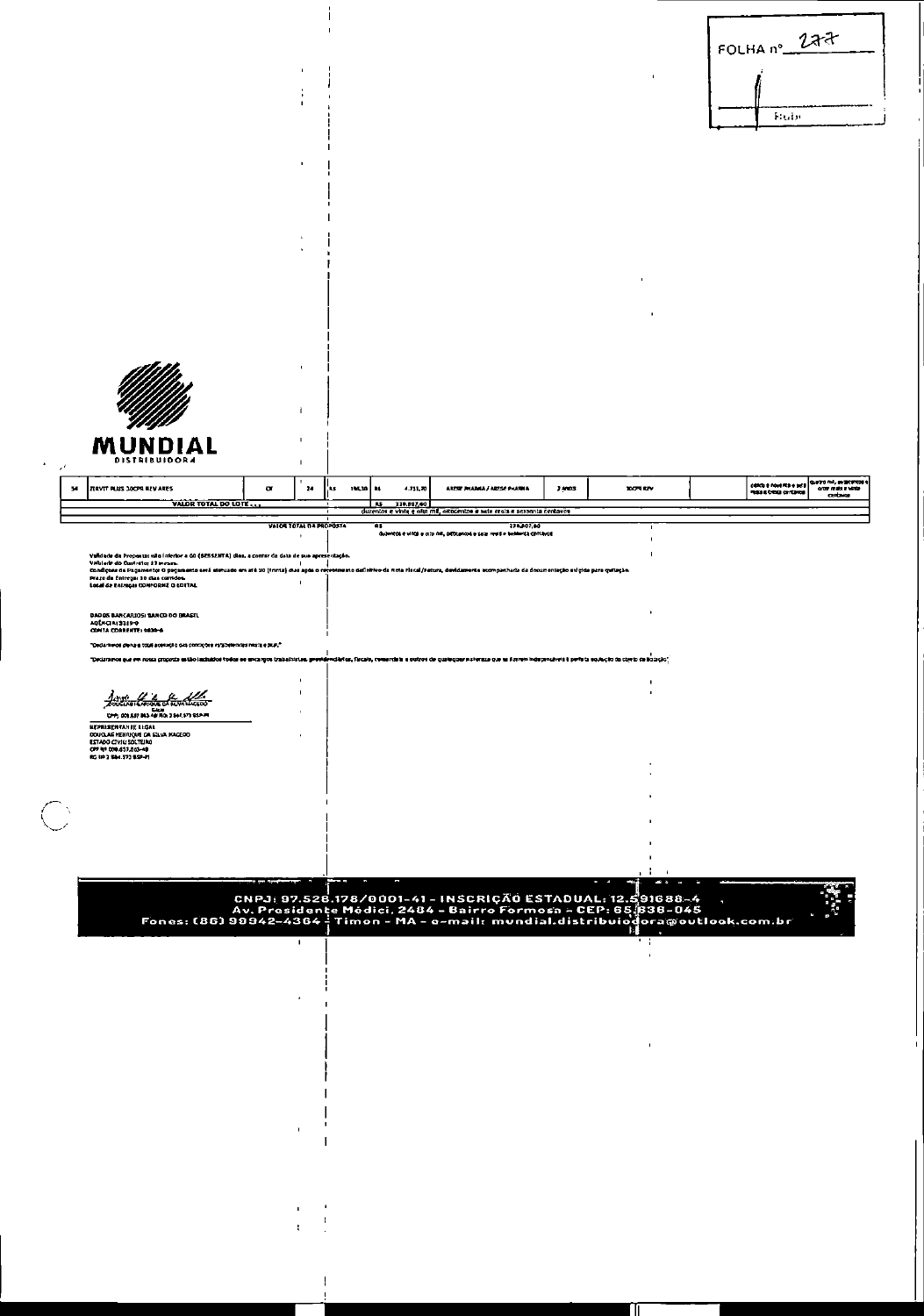FOLHA nº 277

MUNDIAL
DISTRIBUIDORA

| | | | | | | | | | | | | |
|---|---|---|---|---|---|---|---|---|---|---|---|---|
| 54 | ZIRVIT PLUS 30CPS REV ARES | CX | 24 | R$ 196,30 | R$ 4.711,20 | ARESE PHARMA / ARESE PHARMA | 2 ANOS | 30CPS REV | | | cento e noventa e seis reais e trinta centavos | quatro mil, setecentos e onze reais e vinte centavos |
| VALOR TOTAL DO LOTE . . . | | | | | R$ 278.807,60 | duzentos e vinte e oito mil, oitocentos e sete reais e sessenta centavos | | | | | | |
| VALOR TOTAL DA PROPOSTA | | | | | R$ 278.807,60 | duzentos e vinte e oito mil, oitocentos e sete reais e sessenta centavos | | | | | | |

Validade da Proposta: não inferior a 60 (SESSENTA) dias, a contar da data de sua apresentação.
Validade do Contrato: 12 meses.
Condições de Pagamento: O pagamento será efetuado em até 30 (trinta) dias após o recebimento definitivo da Nota Fiscal/Fatura, devidamente acompanhada da documentação exigida para quitação.
Prazo de Entrega: 10 dias corridos.
Local de Entrega: CONFORME O EDITAL

DADOS BANCÁRIOS: BANCO DO BRASIL
AGÊNCIA: 3219-0
CONTA CORRENTE: 9830-8

"Declaramos plena e total aceitação das condições estabelecidas neste edital."

"Declaramos que em nossa proposta estão incluídos todos os encargos trabalhistas, previdenciários, fiscais, comerciais e outros de quaisquer natureza que se fizerem indispensáveis à perfeita execução do objeto da licitação."

DOUGLAS HENRIQUE DA SILVA MACEDO
CPF: 009.637.063-48 RG: 3.864.573 SSP-PI

REPRESENTANTE LEGAL
DOUGLAS HENRIQUE DA SILVA MACEDO
ESTADO CIVIL: SOLTEIRO
CPF Nº 009.637.063-48
RG Nº 3.864.573 SSP-PI

CNPJ: 97.528.178/0001-41 - INSCRIÇÃO ESTADUAL: 12.591688-4
Av. Presidente Médici, 2484 - Bairro Formosa - CEP: 65.638-045
Fones: (86) 99942-4364 - Timon - MA - e-mail: mundial.distribuidora@outlook.com.br